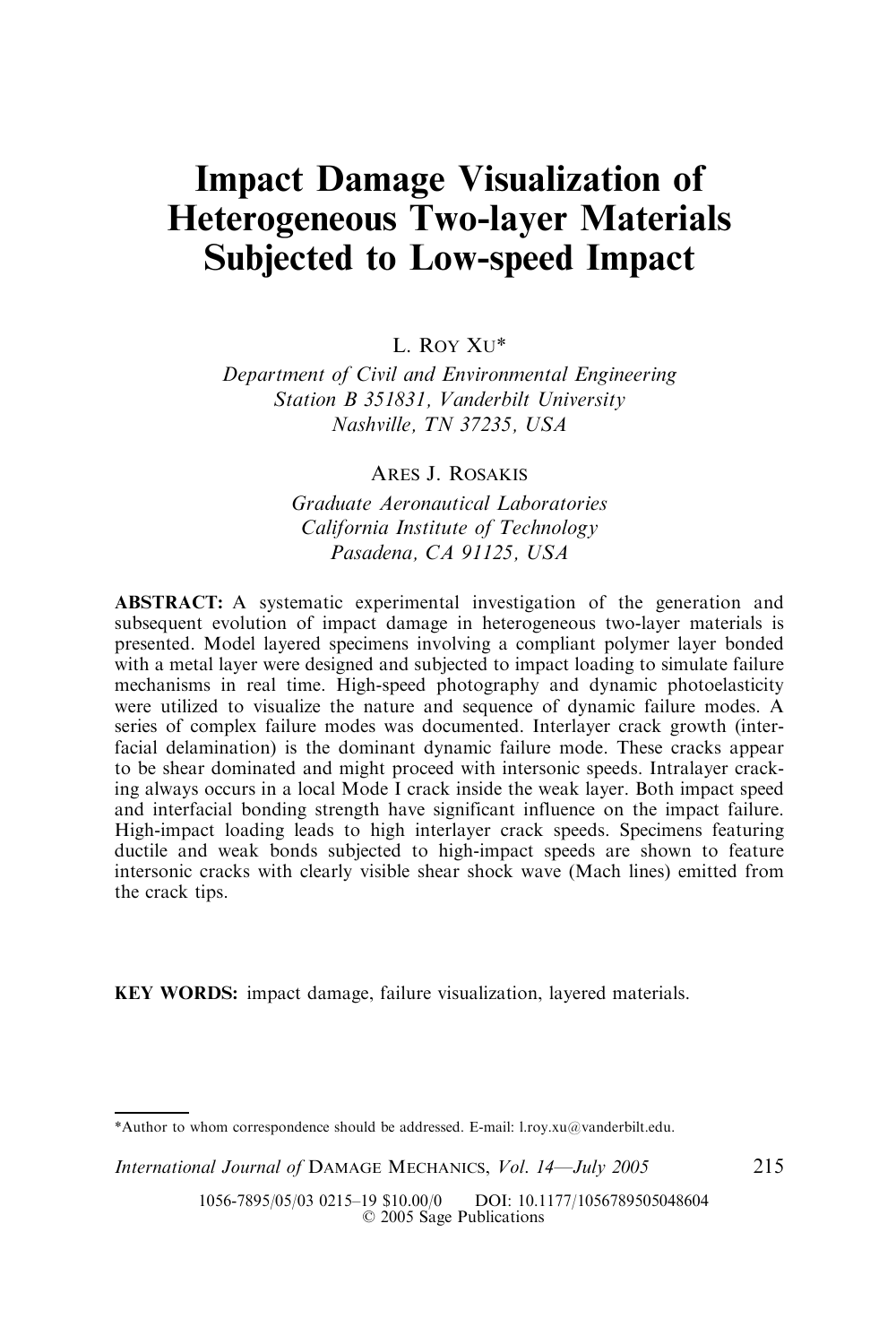# Impact Damage Visualization of Heterogeneous Two-layer Materials Subjected to Low-speed Impact

L. Roy Xu*

*Department of Civil and Environmental Engineering*
*Station B 351831, Vanderbilt University*
*Nashville, TN 37235, USA*

Ares J. Rosakis

*Graduate Aeronautical Laboratories*
*California Institute of Technology*
*Pasadena, CA 91125, USA*

**ABSTRACT:** A systematic experimental investigation of the generation and subsequent evolution of impact damage in heterogeneous two-layer materials is presented. Model layered specimens involving a compliant polymer layer bonded with a metal layer were designed and subjected to impact loading to simulate failure mechanisms in real time. High-speed photography and dynamic photoelasticity were utilized to visualize the nature and sequence of dynamic failure modes. A series of complex failure modes was documented. Interlayer crack growth (interfacial delamination) is the dominant dynamic failure mode. These cracks appear to be shear dominated and might proceed with intersonic speeds. Intralayer cracking always occurs in a local Mode I crack inside the weak layer. Both impact speed and interfacial bonding strength have significant influence on the impact failure. High-impact loading leads to high interlayer crack speeds. Specimens featuring ductile and weak bonds subjected to high-impact speeds are shown to feature intersonic cracks with clearly visible shear shock wave (Mach lines) emitted from the crack tips.

**KEY WORDS:** impact damage, failure visualization, layered materials.

---

*Author to whom correspondence should be addressed. E-mail: l.roy.xu@vanderbilt.edu.

1056-7895/05/03 0215–19 $10.00/0 DOI: 10.1177/1056789505048604
© 2005 Sage Publications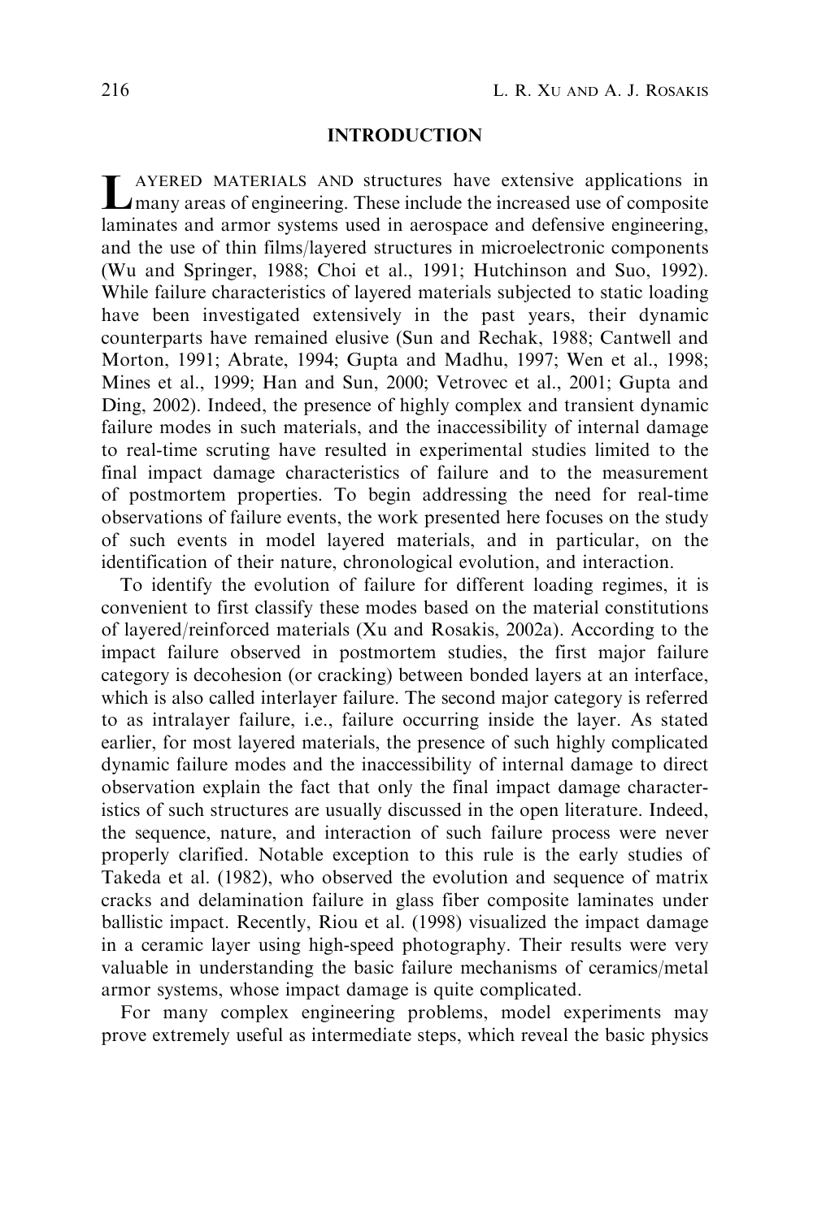## INTRODUCTION

LAYERED MATERIALS AND structures have extensive applications in many areas of engineering. These include the increased use of composite laminates and armor systems used in aerospace and defensive engineering, and the use of thin films/layered structures in microelectronic components (Wu and Springer, 1988; Choi et al., 1991; Hutchinson and Suo, 1992). While failure characteristics of layered materials subjected to static loading have been investigated extensively in the past years, their dynamic counterparts have remained elusive (Sun and Rechak, 1988; Cantwell and Morton, 1991; Abrate, 1994; Gupta and Madhu, 1997; Wen et al., 1998; Mines et al., 1999; Han and Sun, 2000; Vetrovec et al., 2001; Gupta and Ding, 2002). Indeed, the presence of highly complex and transient dynamic failure modes in such materials, and the inaccessibility of internal damage to real-time scruting have resulted in experimental studies limited to the final impact damage characteristics of failure and to the measurement of postmortem properties. To begin addressing the need for real-time observations of failure events, the work presented here focuses on the study of such events in model layered materials, and in particular, on the identification of their nature, chronological evolution, and interaction.

To identify the evolution of failure for different loading regimes, it is convenient to first classify these modes based on the material constitutions of layered/reinforced materials (Xu and Rosakis, 2002a). According to the impact failure observed in postmortem studies, the first major failure category is decohesion (or cracking) between bonded layers at an interface, which is also called interlayer failure. The second major category is referred to as intralayer failure, i.e., failure occurring inside the layer. As stated earlier, for most layered materials, the presence of such highly complicated dynamic failure modes and the inaccessibility of internal damage to direct observation explain the fact that only the final impact damage characteristics of such structures are usually discussed in the open literature. Indeed, the sequence, nature, and interaction of such failure process were never properly clarified. Notable exception to this rule is the early studies of Takeda et al. (1982), who observed the evolution and sequence of matrix cracks and delamination failure in glass fiber composite laminates under ballistic impact. Recently, Riou et al. (1998) visualized the impact damage in a ceramic layer using high-speed photography. Their results were very valuable in understanding the basic failure mechanisms of ceramics/metal armor systems, whose impact damage is quite complicated.

For many complex engineering problems, model experiments may prove extremely useful as intermediate steps, which reveal the basic physics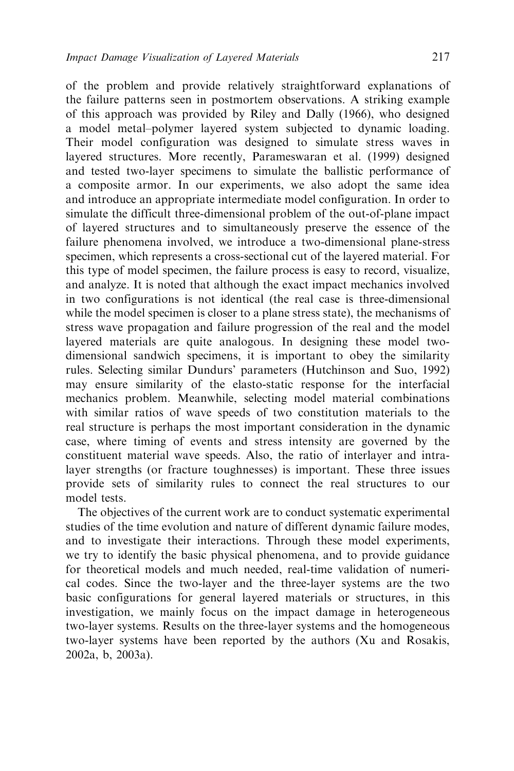of the problem and provide relatively straightforward explanations of the failure patterns seen in postmortem observations. A striking example of this approach was provided by Riley and Dally (1966), who designed a model metal–polymer layered system subjected to dynamic loading. Their model configuration was designed to simulate stress waves in layered structures. More recently, Parameswaran et al. (1999) designed and tested two-layer specimens to simulate the ballistic performance of a composite armor. In our experiments, we also adopt the same idea and introduce an appropriate intermediate model configuration. In order to simulate the difficult three-dimensional problem of the out-of-plane impact of layered structures and to simultaneously preserve the essence of the failure phenomena involved, we introduce a two-dimensional plane-stress specimen, which represents a cross-sectional cut of the layered material. For this type of model specimen, the failure process is easy to record, visualize, and analyze. It is noted that although the exact impact mechanics involved in two configurations is not identical (the real case is three-dimensional while the model specimen is closer to a plane stress state), the mechanisms of stress wave propagation and failure progression of the real and the model layered materials are quite analogous. In designing these model two-dimensional sandwich specimens, it is important to obey the similarity rules. Selecting similar Dundurs' parameters (Hutchinson and Suo, 1992) may ensure similarity of the elasto-static response for the interfacial mechanics problem. Meanwhile, selecting model material combinations with similar ratios of wave speeds of two constitution materials to the real structure is perhaps the most important consideration in the dynamic case, where timing of events and stress intensity are governed by the constituent material wave speeds. Also, the ratio of interlayer and intra-layer strengths (or fracture toughnesses) is important. These three issues provide sets of similarity rules to connect the real structures to our model tests.

The objectives of the current work are to conduct systematic experimental studies of the time evolution and nature of different dynamic failure modes, and to investigate their interactions. Through these model experiments, we try to identify the basic physical phenomena, and to provide guidance for theoretical models and much needed, real-time validation of numerical codes. Since the two-layer and the three-layer systems are the two basic configurations for general layered materials or structures, in this investigation, we mainly focus on the impact damage in heterogeneous two-layer systems. Results on the three-layer systems and the homogeneous two-layer systems have been reported by the authors (Xu and Rosakis, 2002a, b, 2003a).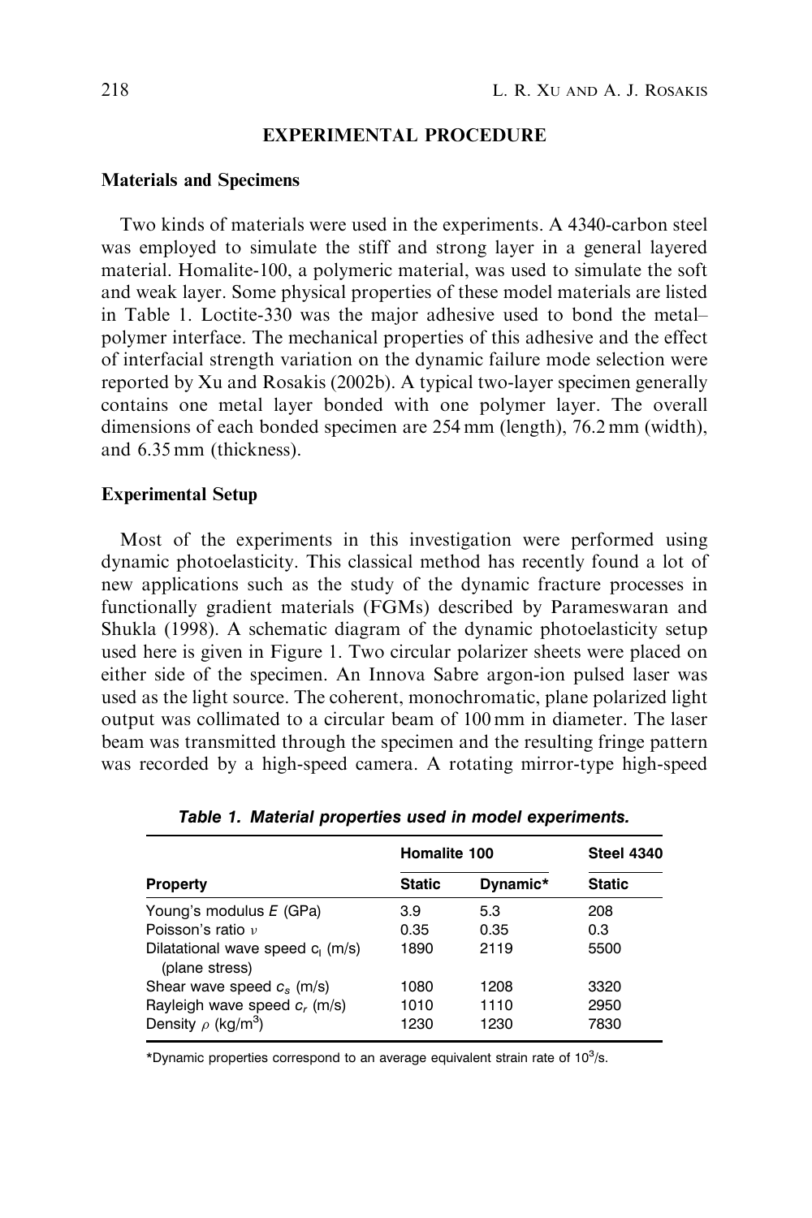## EXPERIMENTAL PROCEDURE

### Materials and Specimens

Two kinds of materials were used in the experiments. A 4340-carbon steel was employed to simulate the stiff and strong layer in a general layered material. Homalite-100, a polymeric material, was used to simulate the soft and weak layer. Some physical properties of these model materials are listed in Table 1. Loctite-330 was the major adhesive used to bond the metal–polymer interface. The mechanical properties of this adhesive and the effect of interfacial strength variation on the dynamic failure mode selection were reported by Xu and Rosakis (2002b). A typical two-layer specimen generally contains one metal layer bonded with one polymer layer. The overall dimensions of each bonded specimen are 254 mm (length), 76.2 mm (width), and 6.35 mm (thickness).

### Experimental Setup

Most of the experiments in this investigation were performed using dynamic photoelasticity. This classical method has recently found a lot of new applications such as the study of the dynamic fracture processes in functionally gradient materials (FGMs) described by Parameswaran and Shukla (1998). A schematic diagram of the dynamic photoelasticity setup used here is given in Figure 1. Two circular polarizer sheets were placed on either side of the specimen. An Innova Sabre argon-ion pulsed laser was used as the light source. The coherent, monochromatic, plane polarized light output was collimated to a circular beam of 100 mm in diameter. The laser beam was transmitted through the specimen and the resulting fringe pattern was recorded by a high-speed camera. A rotating mirror-type high-speed

**Table 1. Material properties used in model experiments.**

| Property | Homalite 100 | | Steel 4340 |
|---|---|---|---|
| | Static | Dynamic* | Static |
| Young's modulus $E$ (GPa) | 3.9 | 5.3 | 208 |
| Poisson's ratio $\nu$ | 0.35 | 0.35 | 0.3 |
| Dilatational wave speed $c_l$ (m/s) (plane stress) | 1890 | 2119 | 5500 |
| Shear wave speed $c_s$ (m/s) | 1080 | 1208 | 3320 |
| Rayleigh wave speed $c_r$ (m/s) | 1010 | 1110 | 2950 |
| Density $\rho$ (kg/m$^3$) | 1230 | 1230 | 7830 |

*Dynamic properties correspond to an average equivalent strain rate of $10^3$/s.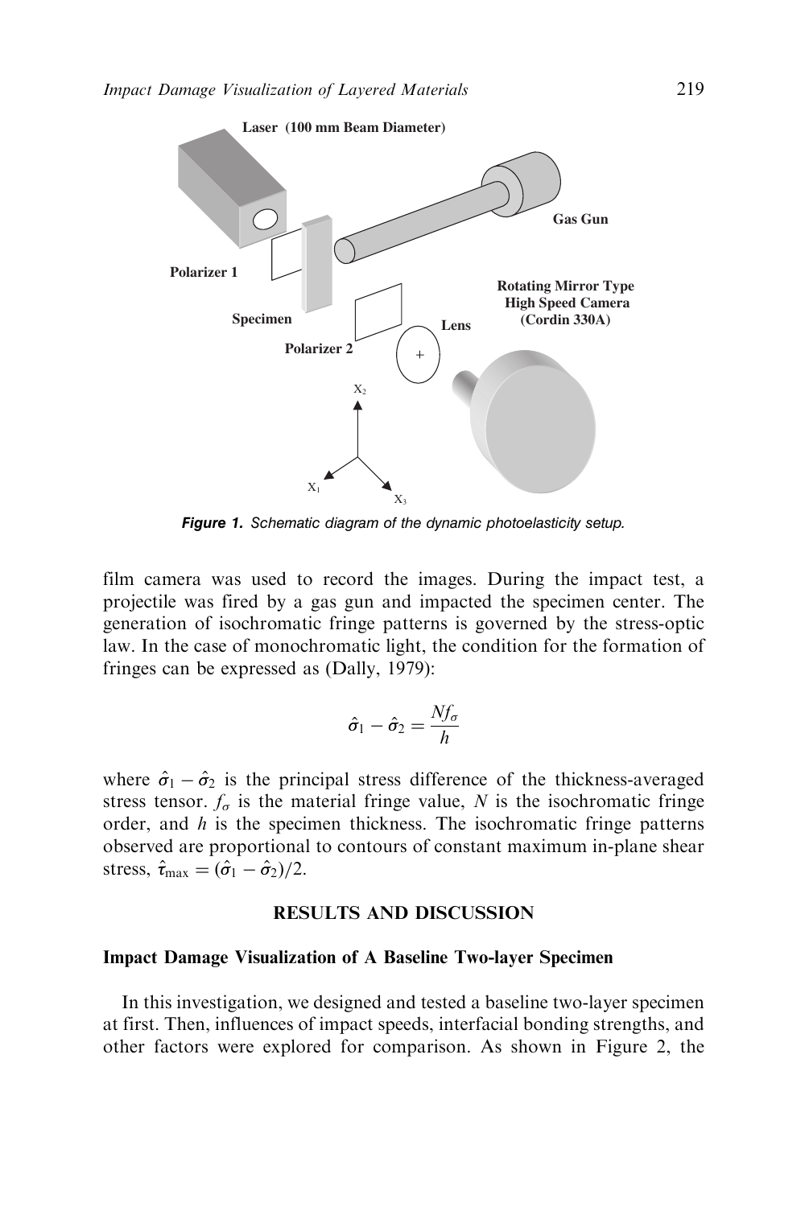Figure 1. Schematic diagram of the dynamic photoelasticity setup.

film camera was used to record the images. During the impact test, a projectile was fired by a gas gun and impacted the specimen center. The generation of isochromatic fringe patterns is governed by the stress-optic law. In the case of monochromatic light, the condition for the formation of fringes can be expressed as (Dally, 1979):

$$\hat{\sigma}_1 - \hat{\sigma}_2 = \frac{N f_\sigma}{h}$$

where $\hat{\sigma}_1 - \hat{\sigma}_2$ is the principal stress difference of the thickness-averaged stress tensor. $f_\sigma$ is the material fringe value, $N$ is the isochromatic fringe order, and $h$ is the specimen thickness. The isochromatic fringe patterns observed are proportional to contours of constant maximum in-plane shear stress, $\hat{\tau}_{\max} = (\hat{\sigma}_1 - \hat{\sigma}_2)/2$.

## RESULTS AND DISCUSSION

### Impact Damage Visualization of A Baseline Two-layer Specimen

In this investigation, we designed and tested a baseline two-layer specimen at first. Then, influences of impact speeds, interfacial bonding strengths, and other factors were explored for comparison. As shown in Figure 2, the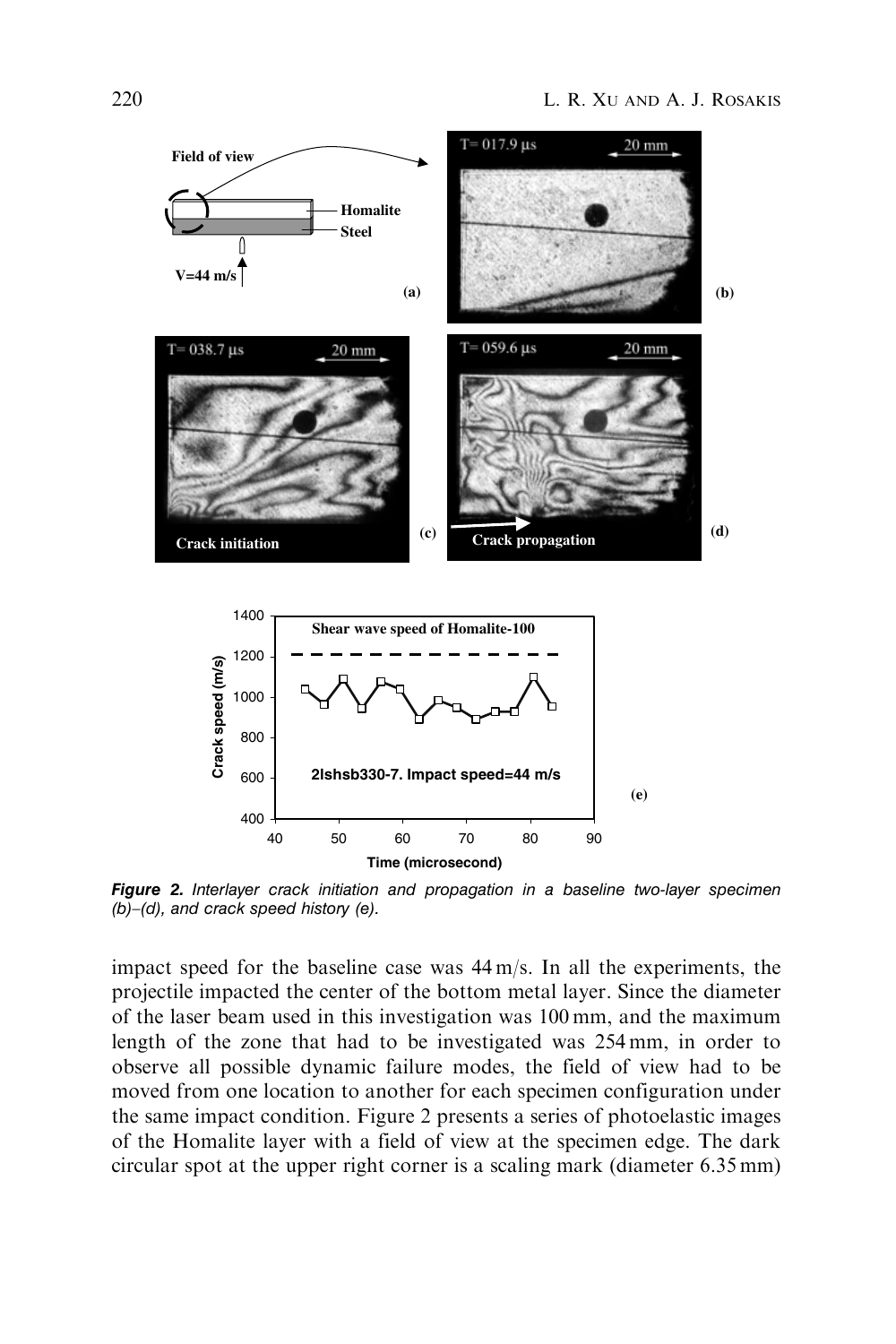**Figure 2.** *Interlayer crack initiation and propagation in a baseline two-layer specimen (b)–(d), and crack speed history (e).*

impact speed for the baseline case was 44 m/s. In all the experiments, the projectile impacted the center of the bottom metal layer. Since the diameter of the laser beam used in this investigation was 100 mm, and the maximum length of the zone that had to be investigated was 254 mm, in order to observe all possible dynamic failure modes, the field of view had to be moved from one location to another for each specimen configuration under the same impact condition. Figure 2 presents a series of photoelastic images of the Homalite layer with a field of view at the specimen edge. The dark circular spot at the upper right corner is a scaling mark (diameter 6.35 mm)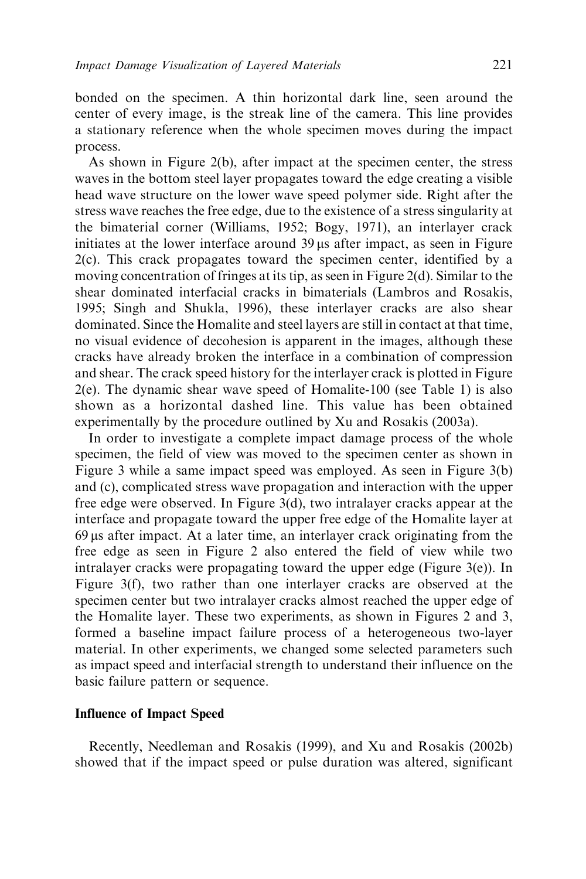bonded on the specimen. A thin horizontal dark line, seen around the center of every image, is the streak line of the camera. This line provides a stationary reference when the whole specimen moves during the impact process.

As shown in Figure 2(b), after impact at the specimen center, the stress waves in the bottom steel layer propagates toward the edge creating a visible head wave structure on the lower wave speed polymer side. Right after the stress wave reaches the free edge, due to the existence of a stress singularity at the bimaterial corner (Williams, 1952; Bogy, 1971), an interlayer crack initiates at the lower interface around 39 μs after impact, as seen in Figure 2(c). This crack propagates toward the specimen center, identified by a moving concentration of fringes at its tip, as seen in Figure 2(d). Similar to the shear dominated interfacial cracks in bimaterials (Lambros and Rosakis, 1995; Singh and Shukla, 1996), these interlayer cracks are also shear dominated. Since the Homalite and steel layers are still in contact at that time, no visual evidence of decohesion is apparent in the images, although these cracks have already broken the interface in a combination of compression and shear. The crack speed history for the interlayer crack is plotted in Figure 2(e). The dynamic shear wave speed of Homalite-100 (see Table 1) is also shown as a horizontal dashed line. This value has been obtained experimentally by the procedure outlined by Xu and Rosakis (2003a).

In order to investigate a complete impact damage process of the whole specimen, the field of view was moved to the specimen center as shown in Figure 3 while a same impact speed was employed. As seen in Figure 3(b) and (c), complicated stress wave propagation and interaction with the upper free edge were observed. In Figure 3(d), two intralayer cracks appear at the interface and propagate toward the upper free edge of the Homalite layer at 69 μs after impact. At a later time, an interlayer crack originating from the free edge as seen in Figure 2 also entered the field of view while two intralayer cracks were propagating toward the upper edge (Figure 3(e)). In Figure 3(f), two rather than one interlayer cracks are observed at the specimen center but two intralayer cracks almost reached the upper edge of the Homalite layer. These two experiments, as shown in Figures 2 and 3, formed a baseline impact failure process of a heterogeneous two-layer material. In other experiments, we changed some selected parameters such as impact speed and interfacial strength to understand their influence on the basic failure pattern or sequence.

### Influence of Impact Speed

Recently, Needleman and Rosakis (1999), and Xu and Rosakis (2002b) showed that if the impact speed or pulse duration was altered, significant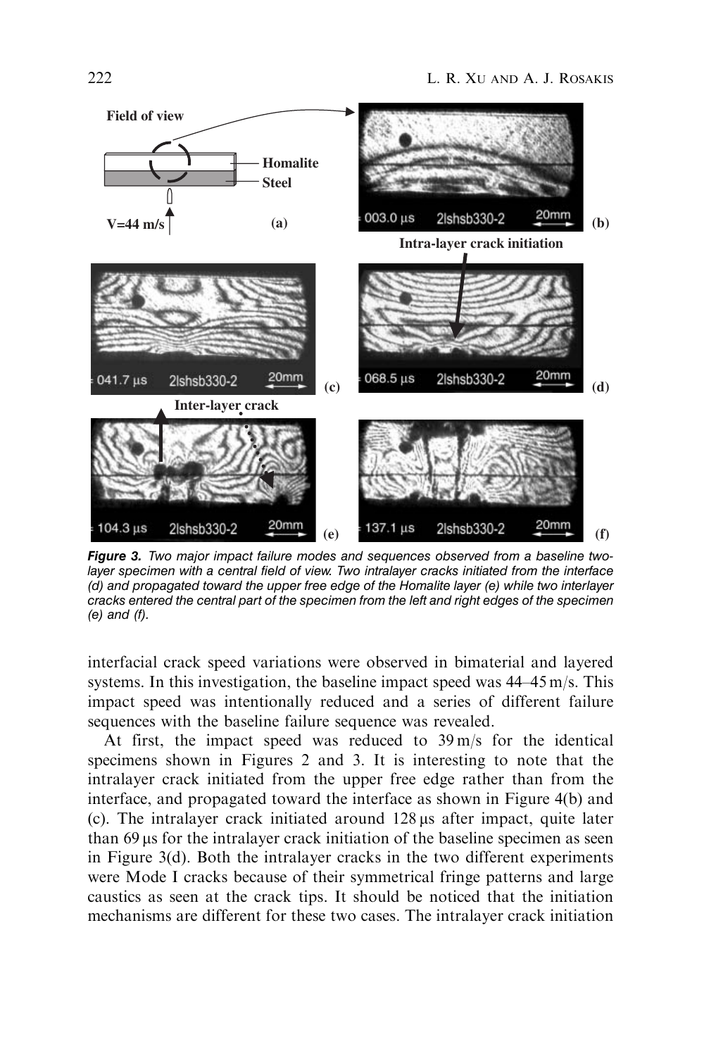*Figure 3.* Two major impact failure modes and sequences observed from a baseline two-layer specimen with a central field of view. Two intralayer cracks initiated from the interface (d) and propagated toward the upper free edge of the Homalite layer (e) while two interlayer cracks entered the central part of the specimen from the left and right edges of the specimen (e) and (f).

interfacial crack speed variations were observed in bimaterial and layered systems. In this investigation, the baseline impact speed was 44–45 m/s. This impact speed was intentionally reduced and a series of different failure sequences with the baseline failure sequence was revealed.

At first, the impact speed was reduced to 39 m/s for the identical specimens shown in Figures 2 and 3. It is interesting to note that the intralayer crack initiated from the upper free edge rather than from the interface, and propagated toward the interface as shown in Figure 4(b) and (c). The intralayer crack initiated around 128 μs after impact, quite later than 69 μs for the intralayer crack initiation of the baseline specimen as seen in Figure 3(d). Both the intralayer cracks in the two different experiments were Mode I cracks because of their symmetrical fringe patterns and large caustics as seen at the crack tips. It should be noticed that the initiation mechanisms are different for these two cases. The intralayer crack initiation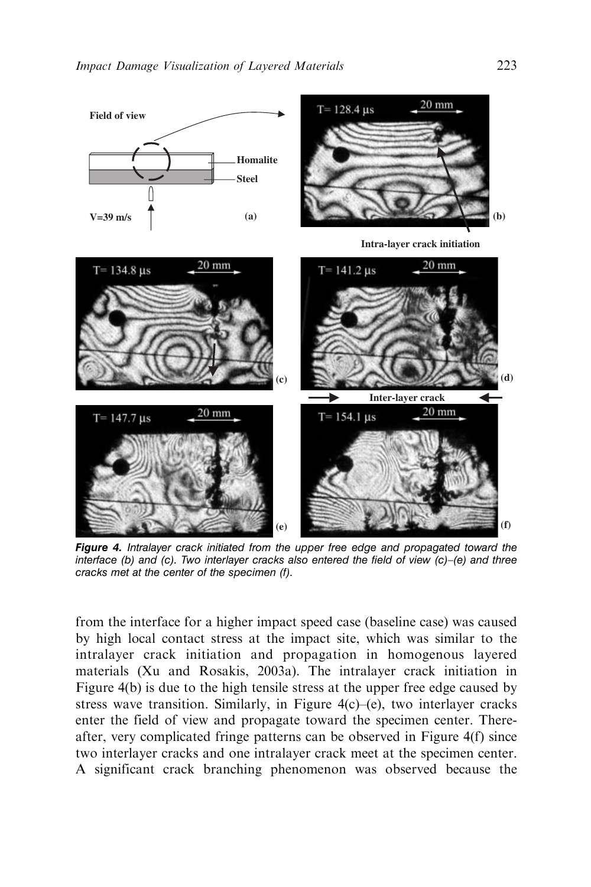**Figure 4.** *Intralayer crack initiated from the upper free edge and propagated toward the interface (b) and (c). Two interlayer cracks also entered the field of view (c)–(e) and three cracks met at the center of the specimen (f).*

from the interface for a higher impact speed case (baseline case) was caused by high local contact stress at the impact site, which was similar to the intralayer crack initiation and propagation in homogenous layered materials (Xu and Rosakis, 2003a). The intralayer crack initiation in Figure 4(b) is due to the high tensile stress at the upper free edge caused by stress wave transition. Similarly, in Figure 4(c)–(e), two interlayer cracks enter the field of view and propagate toward the specimen center. Thereafter, very complicated fringe patterns can be observed in Figure 4(f) since two interlayer cracks and one intralayer crack meet at the specimen center. A significant crack branching phenomenon was observed because the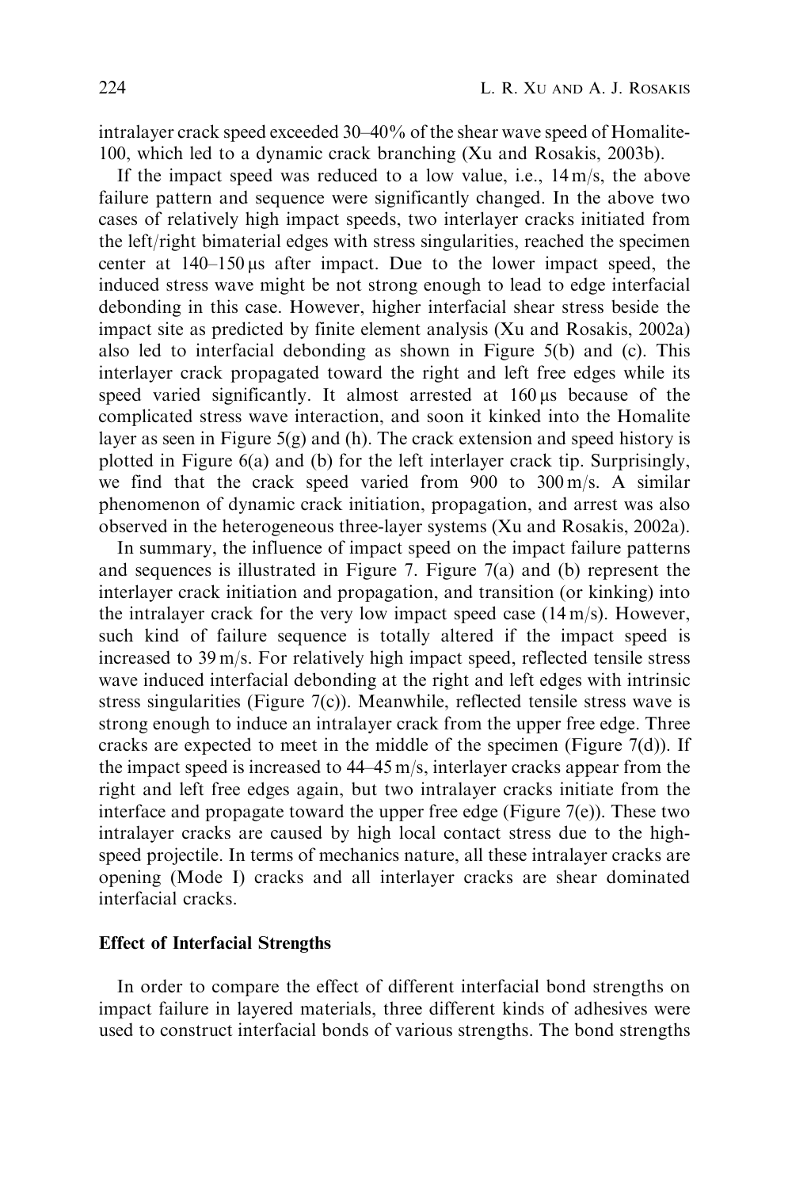intralayer crack speed exceeded 30–40% of the shear wave speed of Homalite-100, which led to a dynamic crack branching (Xu and Rosakis, 2003b).

If the impact speed was reduced to a low value, i.e., 14 m/s, the above failure pattern and sequence were significantly changed. In the above two cases of relatively high impact speeds, two interlayer cracks initiated from the left/right bimaterial edges with stress singularities, reached the specimen center at 140–150 μs after impact. Due to the lower impact speed, the induced stress wave might be not strong enough to lead to edge interfacial debonding in this case. However, higher interfacial shear stress beside the impact site as predicted by finite element analysis (Xu and Rosakis, 2002a) also led to interfacial debonding as shown in Figure 5(b) and (c). This interlayer crack propagated toward the right and left free edges while its speed varied significantly. It almost arrested at 160 μs because of the complicated stress wave interaction, and soon it kinked into the Homalite layer as seen in Figure 5(g) and (h). The crack extension and speed history is plotted in Figure 6(a) and (b) for the left interlayer crack tip. Surprisingly, we find that the crack speed varied from 900 to 300 m/s. A similar phenomenon of dynamic crack initiation, propagation, and arrest was also observed in the heterogeneous three-layer systems (Xu and Rosakis, 2002a).

In summary, the influence of impact speed on the impact failure patterns and sequences is illustrated in Figure 7. Figure 7(a) and (b) represent the interlayer crack initiation and propagation, and transition (or kinking) into the intralayer crack for the very low impact speed case (14 m/s). However, such kind of failure sequence is totally altered if the impact speed is increased to 39 m/s. For relatively high impact speed, reflected tensile stress wave induced interfacial debonding at the right and left edges with intrinsic stress singularities (Figure 7(c)). Meanwhile, reflected tensile stress wave is strong enough to induce an intralayer crack from the upper free edge. Three cracks are expected to meet in the middle of the specimen (Figure 7(d)). If the impact speed is increased to 44–45 m/s, interlayer cracks appear from the right and left free edges again, but two intralayer cracks initiate from the interface and propagate toward the upper free edge (Figure 7(e)). These two intralayer cracks are caused by high local contact stress due to the high-speed projectile. In terms of mechanics nature, all these intralayer cracks are opening (Mode I) cracks and all interlayer cracks are shear dominated interfacial cracks.

## Effect of Interfacial Strengths

In order to compare the effect of different interfacial bond strengths on impact failure in layered materials, three different kinds of adhesives were used to construct interfacial bonds of various strengths. The bond strengths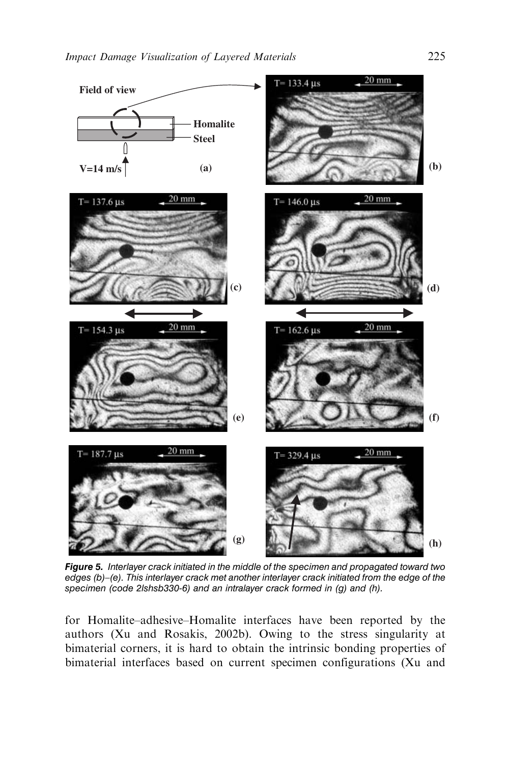**Figure 5.** *Interlayer crack initiated in the middle of the specimen and propagated toward two edges (b)–(e). This interlayer crack met another interlayer crack initiated from the edge of the specimen (code 2lshsb330-6) and an intralayer crack formed in (g) and (h).*

for Homalite–adhesive–Homalite interfaces have been reported by the authors (Xu and Rosakis, 2002b). Owing to the stress singularity at bimaterial corners, it is hard to obtain the intrinsic bonding properties of bimaterial interfaces based on current specimen configurations (Xu and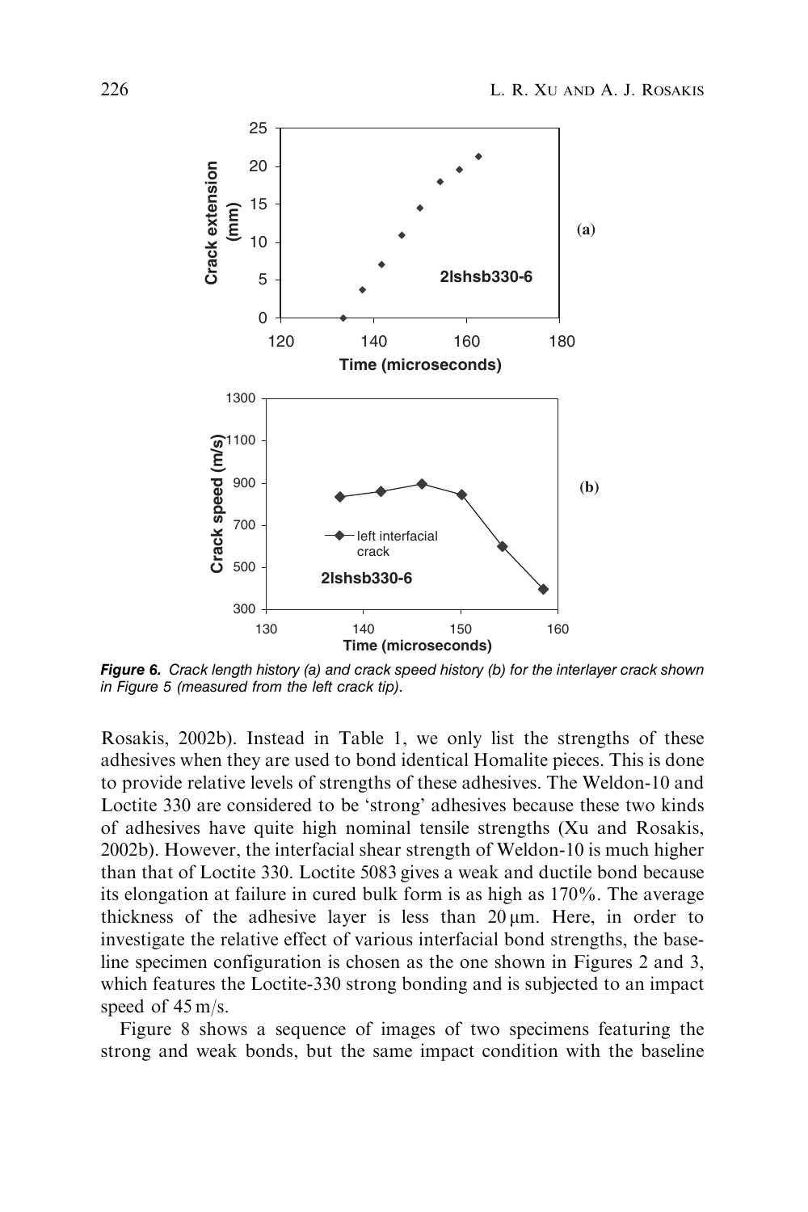**Figure 6.** *Crack length history (a) and crack speed history (b) for the interlayer crack shown in Figure 5 (measured from the left crack tip).*

Rosakis, 2002b). Instead in Table 1, we only list the strengths of these adhesives when they are used to bond identical Homalite pieces. This is done to provide relative levels of strengths of these adhesives. The Weldon-10 and Loctite 330 are considered to be 'strong' adhesives because these two kinds of adhesives have quite high nominal tensile strengths (Xu and Rosakis, 2002b). However, the interfacial shear strength of Weldon-10 is much higher than that of Loctite 330. Loctite 5083 gives a weak and ductile bond because its elongation at failure in cured bulk form is as high as 170%. The average thickness of the adhesive layer is less than 20 μm. Here, in order to investigate the relative effect of various interfacial bond strengths, the baseline specimen configuration is chosen as the one shown in Figures 2 and 3, which features the Loctite-330 strong bonding and is subjected to an impact speed of 45 m/s.

Figure 8 shows a sequence of images of two specimens featuring the strong and weak bonds, but the same impact condition with the baseline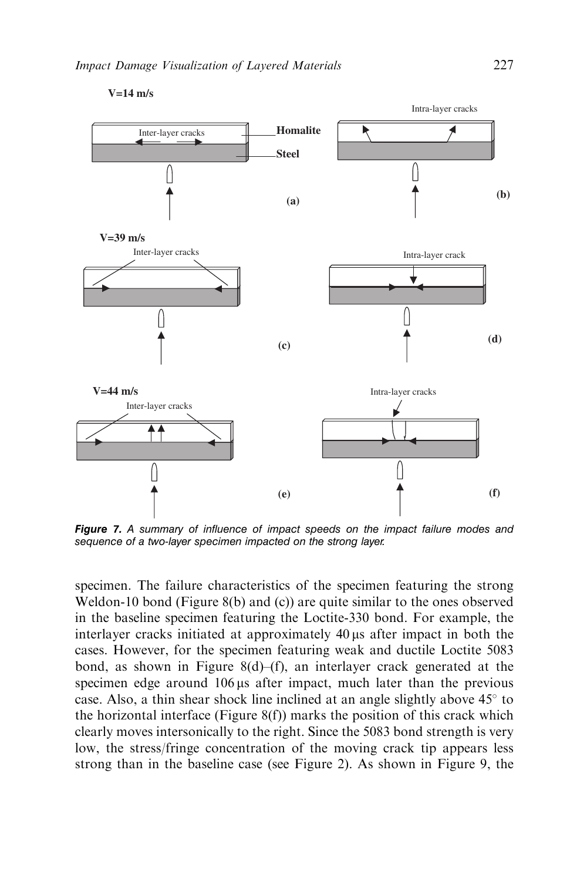V=14 m/s

Inter-layer cracks

Homalite

Steel

(a)

Intra-layer cracks

(b)

V=39 m/s

Inter-layer cracks

(c)

Intra-layer crack

(d)

V=44 m/s

Inter-layer cracks

(e)

Intra-layer cracks

(f)

***Figure 7.*** *A summary of influence of impact speeds on the impact failure modes and sequence of a two-layer specimen impacted on the strong layer.*

specimen. The failure characteristics of the specimen featuring the strong Weldon-10 bond (Figure 8(b) and (c)) are quite similar to the ones observed in the baseline specimen featuring the Loctite-330 bond. For example, the interlayer cracks initiated at approximately 40 μs after impact in both the cases. However, for the specimen featuring weak and ductile Loctite 5083 bond, as shown in Figure 8(d)–(f), an interlayer crack generated at the specimen edge around 106 μs after impact, much later than the previous case. Also, a thin shear shock line inclined at an angle slightly above 45° to the horizontal interface (Figure 8(f)) marks the position of this crack which clearly moves intersonically to the right. Since the 5083 bond strength is very low, the stress/fringe concentration of the moving crack tip appears less strong than in the baseline case (see Figure 2). As shown in Figure 9, the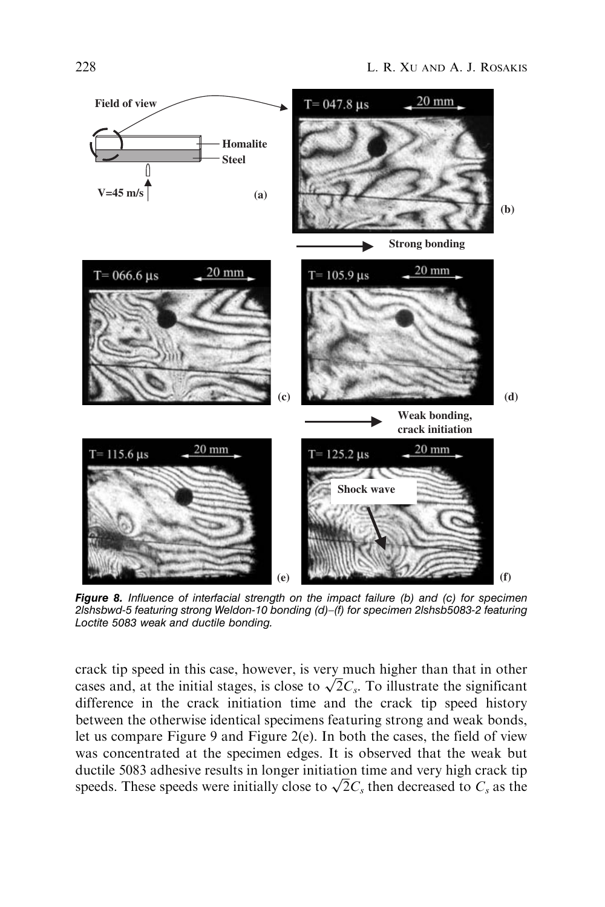**Figure 8.** *Influence of interfacial strength on the impact failure (b) and (c) for specimen 2lshsbwd-5 featuring strong Weldon-10 bonding (d)–(f) for specimen 2lshsb5083-2 featuring Loctite 5083 weak and ductile bonding.*

crack tip speed in this case, however, is very much higher than that in other cases and, at the initial stages, is close to $\sqrt{2}C_s$. To illustrate the significant difference in the crack initiation time and the crack tip speed history between the otherwise identical specimens featuring strong and weak bonds, let us compare Figure 9 and Figure 2(e). In both the cases, the field of view was concentrated at the specimen edges. It is observed that the weak but ductile 5083 adhesive results in longer initiation time and very high crack tip speeds. These speeds were initially close to $\sqrt{2}C_s$ then decreased to $C_s$ as the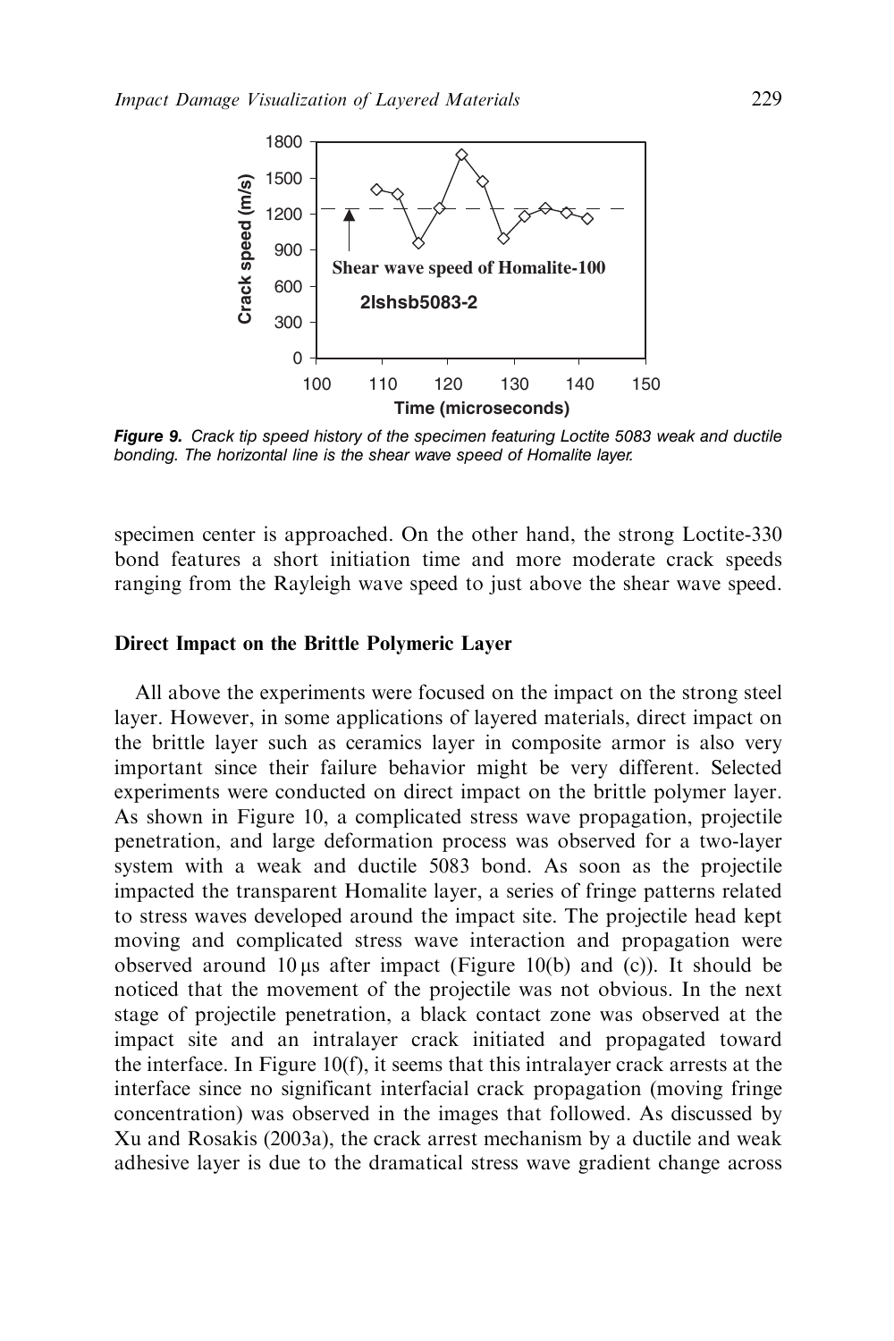**Figure 9.** *Crack tip speed history of the specimen featuring Loctite 5083 weak and ductile bonding. The horizontal line is the shear wave speed of Homalite layer.*

specimen center is approached. On the other hand, the strong Loctite-330 bond features a short initiation time and more moderate crack speeds ranging from the Rayleigh wave speed to just above the shear wave speed.

### Direct Impact on the Brittle Polymeric Layer

All above the experiments were focused on the impact on the strong steel layer. However, in some applications of layered materials, direct impact on the brittle layer such as ceramics layer in composite armor is also very important since their failure behavior might be very different. Selected experiments were conducted on direct impact on the brittle polymer layer. As shown in Figure 10, a complicated stress wave propagation, projectile penetration, and large deformation process was observed for a two-layer system with a weak and ductile 5083 bond. As soon as the projectile impacted the transparent Homalite layer, a series of fringe patterns related to stress waves developed around the impact site. The projectile head kept moving and complicated stress wave interaction and propagation were observed around 10 μs after impact (Figure 10(b) and (c)). It should be noticed that the movement of the projectile was not obvious. In the next stage of projectile penetration, a black contact zone was observed at the impact site and an intralayer crack initiated and propagated toward the interface. In Figure 10(f), it seems that this intralayer crack arrests at the interface since no significant interfacial crack propagation (moving fringe concentration) was observed in the images that followed. As discussed by Xu and Rosakis (2003a), the crack arrest mechanism by a ductile and weak adhesive layer is due to the dramatical stress wave gradient change across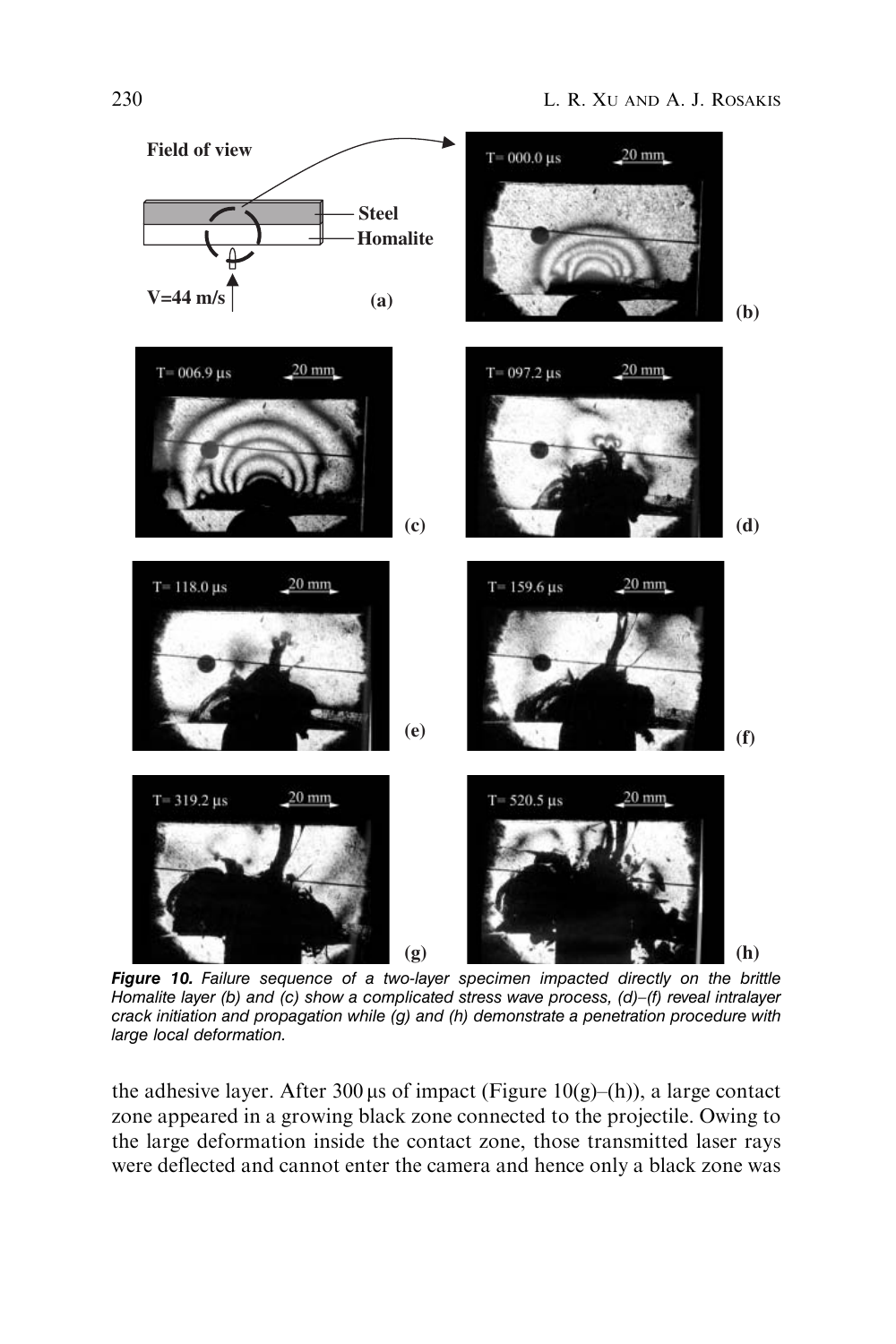**Figure 10.** *Failure sequence of a two-layer specimen impacted directly on the brittle Homalite layer (b) and (c) show a complicated stress wave process, (d)–(f) reveal intralayer crack initiation and propagation while (g) and (h) demonstrate a penetration procedure with large local deformation.*

the adhesive layer. After 300 μs of impact (Figure 10(g)–(h)), a large contact zone appeared in a growing black zone connected to the projectile. Owing to the large deformation inside the contact zone, those transmitted laser rays were deflected and cannot enter the camera and hence only a black zone was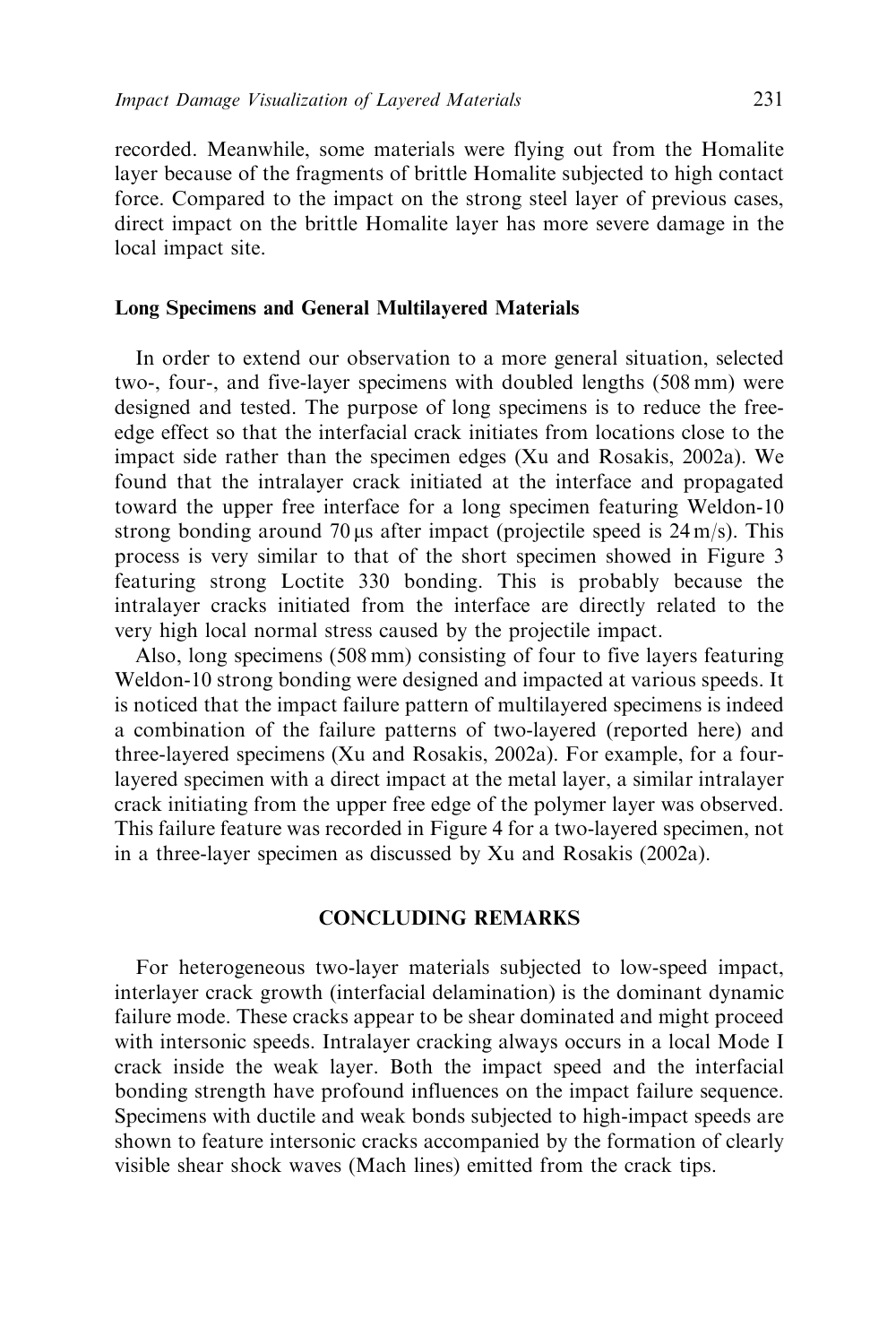recorded. Meanwhile, some materials were flying out from the Homalite layer because of the fragments of brittle Homalite subjected to high contact force. Compared to the impact on the strong steel layer of previous cases, direct impact on the brittle Homalite layer has more severe damage in the local impact site.

### Long Specimens and General Multilayered Materials

In order to extend our observation to a more general situation, selected two-, four-, and five-layer specimens with doubled lengths (508 mm) were designed and tested. The purpose of long specimens is to reduce the free-edge effect so that the interfacial crack initiates from locations close to the impact side rather than the specimen edges (Xu and Rosakis, 2002a). We found that the intralayer crack initiated at the interface and propagated toward the upper free interface for a long specimen featuring Weldon-10 strong bonding around 70 μs after impact (projectile speed is 24 m/s). This process is very similar to that of the short specimen showed in Figure 3 featuring strong Loctite 330 bonding. This is probably because the intralayer cracks initiated from the interface are directly related to the very high local normal stress caused by the projectile impact.

Also, long specimens (508 mm) consisting of four to five layers featuring Weldon-10 strong bonding were designed and impacted at various speeds. It is noticed that the impact failure pattern of multilayered specimens is indeed a combination of the failure patterns of two-layered (reported here) and three-layered specimens (Xu and Rosakis, 2002a). For example, for a four-layered specimen with a direct impact at the metal layer, a similar intralayer crack initiating from the upper free edge of the polymer layer was observed. This failure feature was recorded in Figure 4 for a two-layered specimen, not in a three-layer specimen as discussed by Xu and Rosakis (2002a).

## CONCLUDING REMARKS

For heterogeneous two-layer materials subjected to low-speed impact, interlayer crack growth (interfacial delamination) is the dominant dynamic failure mode. These cracks appear to be shear dominated and might proceed with intersonic speeds. Intralayer cracking always occurs in a local Mode I crack inside the weak layer. Both the impact speed and the interfacial bonding strength have profound influences on the impact failure sequence. Specimens with ductile and weak bonds subjected to high-impact speeds are shown to feature intersonic cracks accompanied by the formation of clearly visible shear shock waves (Mach lines) emitted from the crack tips.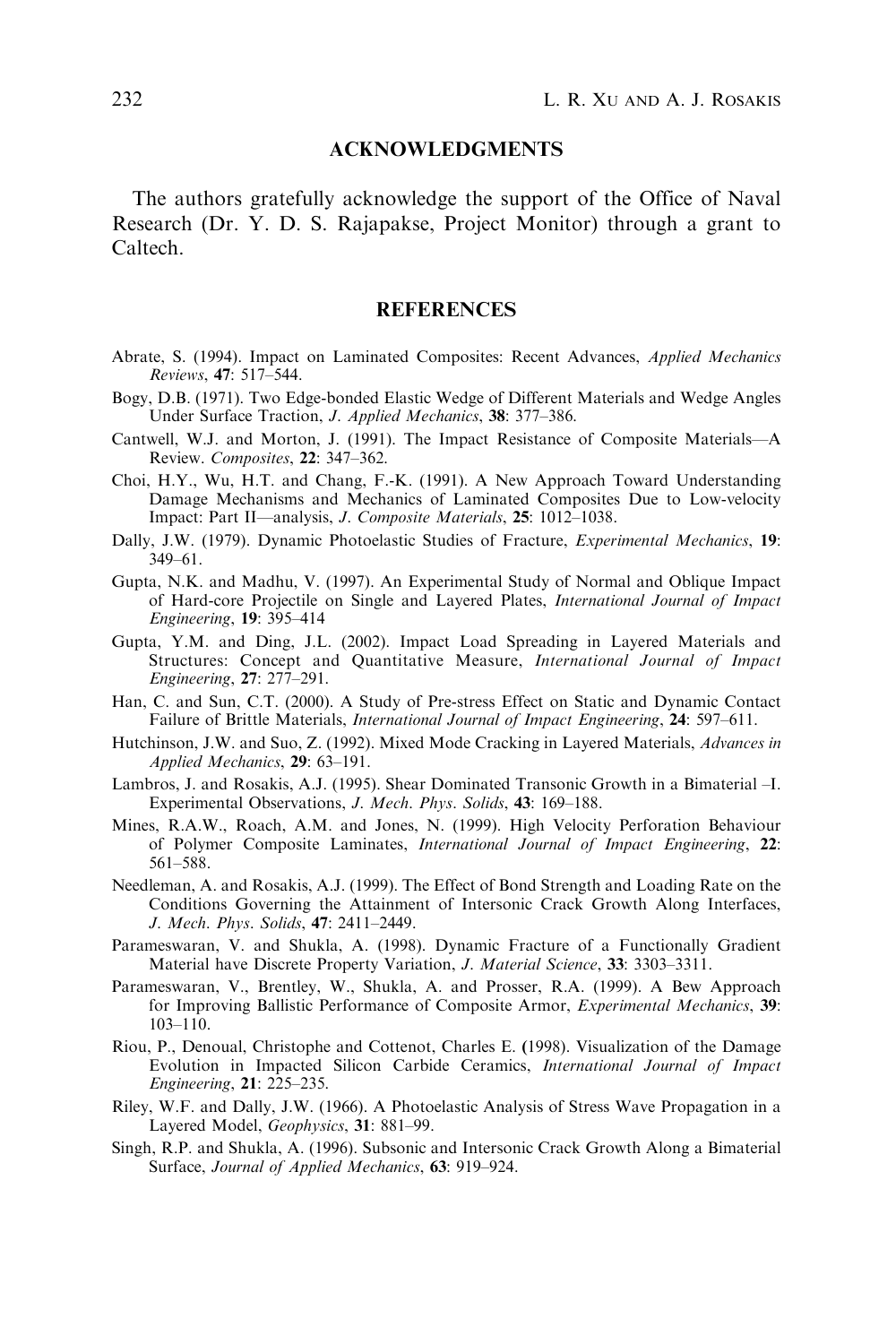## ACKNOWLEDGMENTS

The authors gratefully acknowledge the support of the Office of Naval Research (Dr. Y. D. S. Rajapakse, Project Monitor) through a grant to Caltech.

## REFERENCES

Abrate, S. (1994). Impact on Laminated Composites: Recent Advances, *Applied Mechanics Reviews*, **47**: 517–544.

Bogy, D.B. (1971). Two Edge-bonded Elastic Wedge of Different Materials and Wedge Angles Under Surface Traction, *J. Applied Mechanics*, **38**: 377–386.

Cantwell, W.J. and Morton, J. (1991). The Impact Resistance of Composite Materials—A Review. *Composites*, **22**: 347–362.

Choi, H.Y., Wu, H.T. and Chang, F.-K. (1991). A New Approach Toward Understanding Damage Mechanisms and Mechanics of Laminated Composites Due to Low-velocity Impact: Part II—analysis, *J. Composite Materials*, **25**: 1012–1038.

Dally, J.W. (1979). Dynamic Photoelastic Studies of Fracture, *Experimental Mechanics*, **19**: 349–61.

Gupta, N.K. and Madhu, V. (1997). An Experimental Study of Normal and Oblique Impact of Hard-core Projectile on Single and Layered Plates, *International Journal of Impact Engineering*, **19**: 395–414

Gupta, Y.M. and Ding, J.L. (2002). Impact Load Spreading in Layered Materials and Structures: Concept and Quantitative Measure, *International Journal of Impact Engineering*, **27**: 277–291.

Han, C. and Sun, C.T. (2000). A Study of Pre-stress Effect on Static and Dynamic Contact Failure of Brittle Materials, *International Journal of Impact Engineering*, **24**: 597–611.

Hutchinson, J.W. and Suo, Z. (1992). Mixed Mode Cracking in Layered Materials, *Advances in Applied Mechanics*, **29**: 63–191.

Lambros, J. and Rosakis, A.J. (1995). Shear Dominated Transonic Growth in a Bimaterial –I. Experimental Observations, *J. Mech. Phys. Solids*, **43**: 169–188.

Mines, R.A.W., Roach, A.M. and Jones, N. (1999). High Velocity Perforation Behaviour of Polymer Composite Laminates, *International Journal of Impact Engineering*, **22**: 561–588.

Needleman, A. and Rosakis, A.J. (1999). The Effect of Bond Strength and Loading Rate on the Conditions Governing the Attainment of Intersonic Crack Growth Along Interfaces, *J. Mech. Phys. Solids*, **47**: 2411–2449.

Parameswaran, V. and Shukla, A. (1998). Dynamic Fracture of a Functionally Gradient Material have Discrete Property Variation, *J. Material Science*, **33**: 3303–3311.

Parameswaran, V., Brentley, W., Shukla, A. and Prosser, R.A. (1999). A Bew Approach for Improving Ballistic Performance of Composite Armor, *Experimental Mechanics*, **39**: 103–110.

Riou, P., Denoual, Christophe and Cottenot, Charles E. (1998). Visualization of the Damage Evolution in Impacted Silicon Carbide Ceramics, *International Journal of Impact Engineering*, **21**: 225–235.

Riley, W.F. and Dally, J.W. (1966). A Photoelastic Analysis of Stress Wave Propagation in a Layered Model, *Geophysics*, **31**: 881–99.

Singh, R.P. and Shukla, A. (1996). Subsonic and Intersonic Crack Growth Along a Bimaterial Surface, *Journal of Applied Mechanics*, **63**: 919–924.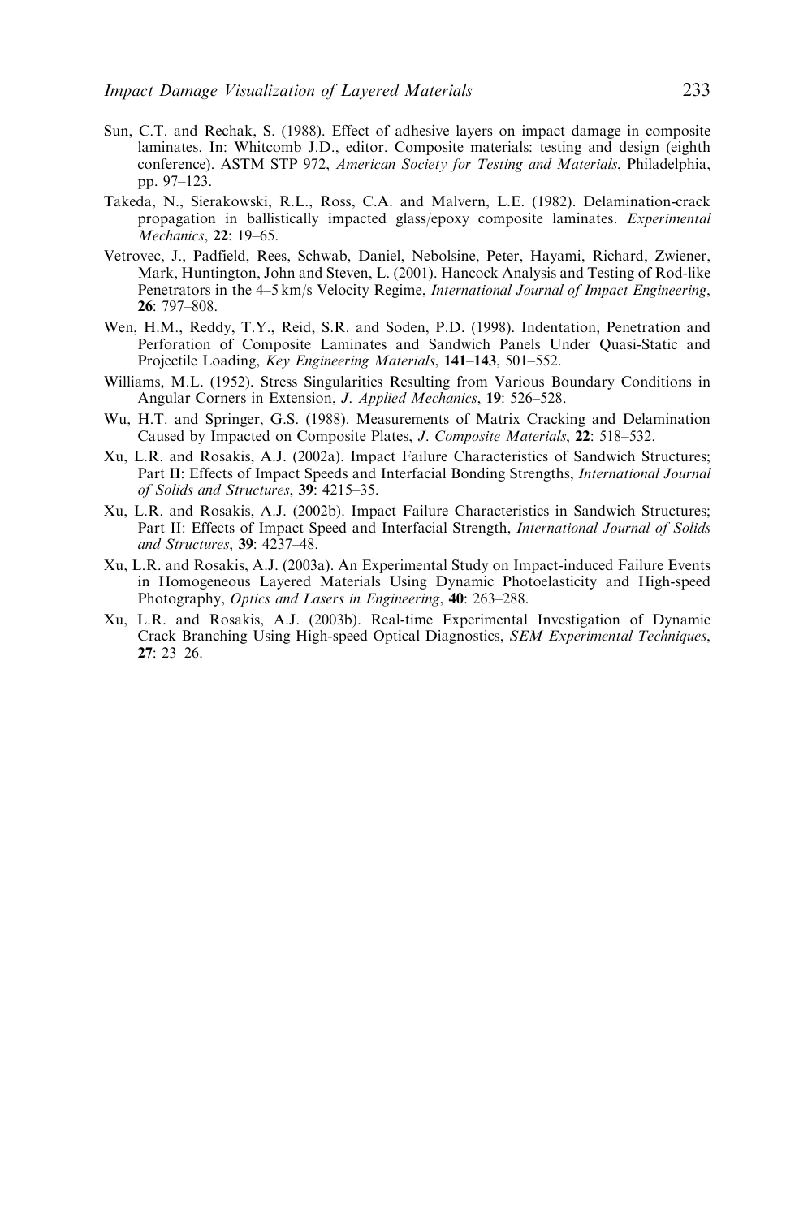Sun, C.T. and Rechak, S. (1988). Effect of adhesive layers on impact damage in composite laminates. In: Whitcomb J.D., editor. Composite materials: testing and design (eighth conference). ASTM STP 972, *American Society for Testing and Materials*, Philadelphia, pp. 97–123.

Takeda, N., Sierakowski, R.L., Ross, C.A. and Malvern, L.E. (1982). Delamination-crack propagation in ballistically impacted glass/epoxy composite laminates. *Experimental Mechanics*, **22**: 19–65.

Vetrovec, J., Padfield, Rees, Schwab, Daniel, Nebolsine, Peter, Hayami, Richard, Zwiener, Mark, Huntington, John and Steven, L. (2001). Hancock Analysis and Testing of Rod-like Penetrators in the 4–5 km/s Velocity Regime, *International Journal of Impact Engineering*, **26**: 797–808.

Wen, H.M., Reddy, T.Y., Reid, S.R. and Soden, P.D. (1998). Indentation, Penetration and Perforation of Composite Laminates and Sandwich Panels Under Quasi-Static and Projectile Loading, *Key Engineering Materials*, **141**–**143**, 501–552.

Williams, M.L. (1952). Stress Singularities Resulting from Various Boundary Conditions in Angular Corners in Extension, *J. Applied Mechanics*, **19**: 526–528.

Wu, H.T. and Springer, G.S. (1988). Measurements of Matrix Cracking and Delamination Caused by Impacted on Composite Plates, *J. Composite Materials*, **22**: 518–532.

Xu, L.R. and Rosakis, A.J. (2002a). Impact Failure Characteristics of Sandwich Structures; Part II: Effects of Impact Speeds and Interfacial Bonding Strengths, *International Journal of Solids and Structures*, **39**: 4215–35.

Xu, L.R. and Rosakis, A.J. (2002b). Impact Failure Characteristics in Sandwich Structures; Part II: Effects of Impact Speed and Interfacial Strength, *International Journal of Solids and Structures*, **39**: 4237–48.

Xu, L.R. and Rosakis, A.J. (2003a). An Experimental Study on Impact-induced Failure Events in Homogeneous Layered Materials Using Dynamic Photoelasticity and High-speed Photography, *Optics and Lasers in Engineering*, **40**: 263–288.

Xu, L.R. and Rosakis, A.J. (2003b). Real-time Experimental Investigation of Dynamic Crack Branching Using High-speed Optical Diagnostics, *SEM Experimental Techniques*, **27**: 23–26.